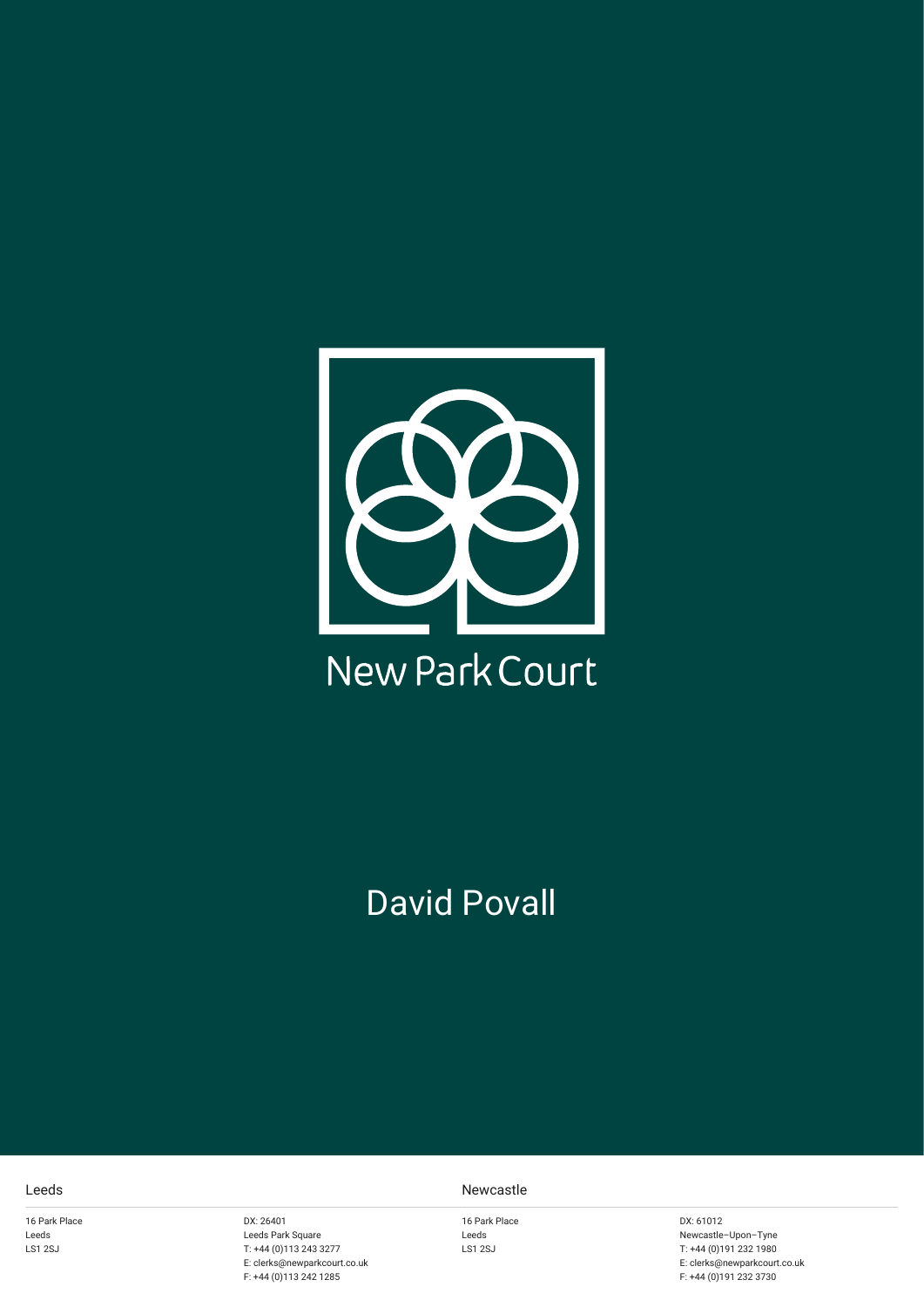New Park Court

# David Povall

**Leeds**

16 Park Place
Leeds
LS1 2SJ

DX: 26401
Leeds Park Square
T: +44 (0)113 243 3277
E: clerks@newparkcourt.co.uk
F: +44 (0)113 242 1285

**Newcastle**

16 Park Place
Leeds
LS1 2SJ

DX: 61012
Newcastle–Upon–Tyne
T: +44 (0)191 232 1980
E: clerks@newparkcourt.co.uk
F: +44 (0)191 232 3730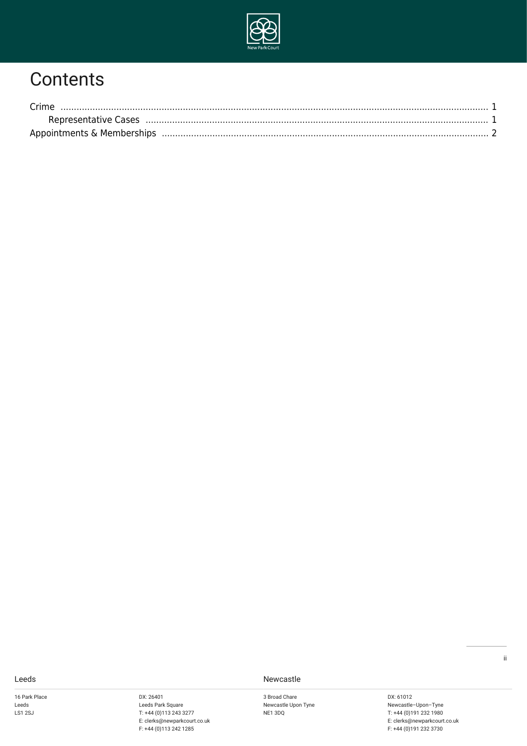# Contents

Crime ........................................................................................................................................................... 1
  Representative Cases ............................................................................................................................ 1
Appointments & Memberships ........................................................................................................ 2

Leeds

16 Park Place
Leeds
LS1 2SJ

DX: 26401
Leeds Park Square
T: +44 (0)113 243 3277
E: clerks@newparkcourt.co.uk
F: +44 (0)113 242 1285

Newcastle

3 Broad Chare
Newcastle Upon Tyne
NE1 3DQ

DX: 61012
Newcastle–Upon–Tyne
T: +44 (0)191 232 1980
E: clerks@newparkcourt.co.uk
F: +44 (0)191 232 3730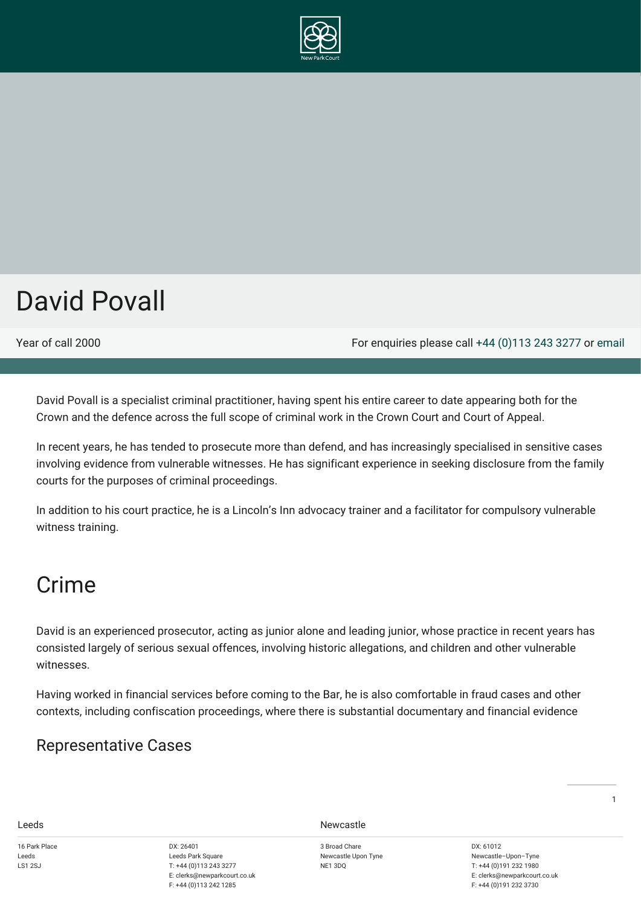# David Povall

Year of call 2000

For enquiries please call +44 (0)113 243 3277 or email

David Povall is a specialist criminal practitioner, having spent his entire career to date appearing both for the Crown and the defence across the full scope of criminal work in the Crown Court and Court of Appeal.

In recent years, he has tended to prosecute more than defend, and has increasingly specialised in sensitive cases involving evidence from vulnerable witnesses. He has significant experience in seeking disclosure from the family courts for the purposes of criminal proceedings.

In addition to his court practice, he is a Lincoln's Inn advocacy trainer and a facilitator for compulsory vulnerable witness training.

## Crime

David is an experienced prosecutor, acting as junior alone and leading junior, whose practice in recent years has consisted largely of serious sexual offences, involving historic allegations, and children and other vulnerable witnesses.

Having worked in financial services before coming to the Bar, he is also comfortable in fraud cases and other contexts, including confiscation proceedings, where there is substantial documentary and financial evidence

### Representative Cases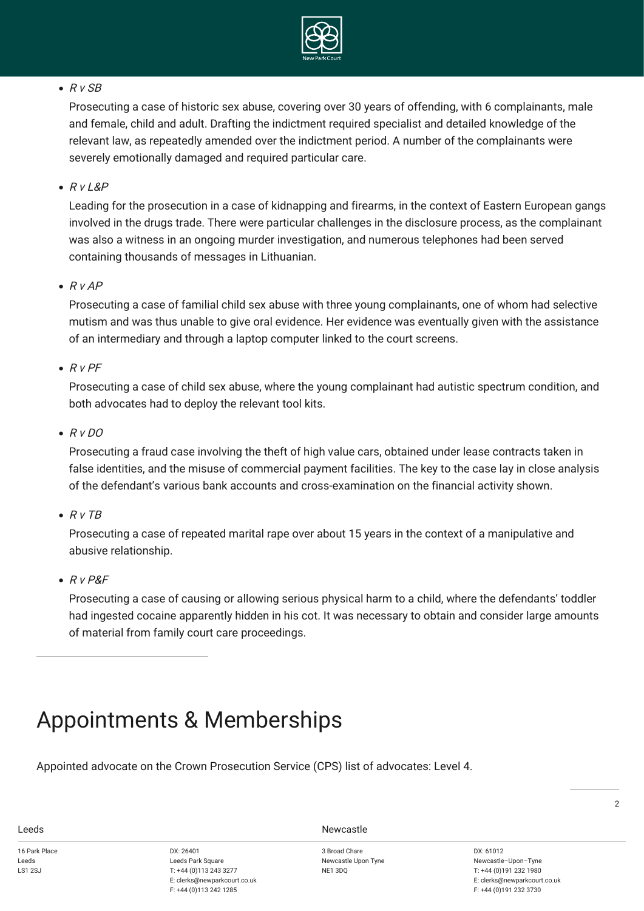- *R v SB*

  Prosecuting a case of historic sex abuse, covering over 30 years of offending, with 6 complainants, male and female, child and adult. Drafting the indictment required specialist and detailed knowledge of the relevant law, as repeatedly amended over the indictment period. A number of the complainants were severely emotionally damaged and required particular care.

- *R v L&P*

  Leading for the prosecution in a case of kidnapping and firearms, in the context of Eastern European gangs involved in the drugs trade. There were particular challenges in the disclosure process, as the complainant was also a witness in an ongoing murder investigation, and numerous telephones had been served containing thousands of messages in Lithuanian.

- *R v AP*

  Prosecuting a case of familial child sex abuse with three young complainants, one of whom had selective mutism and was thus unable to give oral evidence. Her evidence was eventually given with the assistance of an intermediary and through a laptop computer linked to the court screens.

- *R v PF*

  Prosecuting a case of child sex abuse, where the young complainant had autistic spectrum condition, and both advocates had to deploy the relevant tool kits.

- *R v DO*

  Prosecuting a fraud case involving the theft of high value cars, obtained under lease contracts taken in false identities, and the misuse of commercial payment facilities. The key to the case lay in close analysis of the defendant's various bank accounts and cross-examination on the financial activity shown.

- *R v TB*

  Prosecuting a case of repeated marital rape over about 15 years in the context of a manipulative and abusive relationship.

- *R v P&F*

  Prosecuting a case of causing or allowing serious physical harm to a child, where the defendants' toddler had ingested cocaine apparently hidden in his cot. It was necessary to obtain and consider large amounts of material from family court care proceedings.

---

# Appointments & Memberships

Appointed advocate on the Crown Prosecution Service (CPS) list of advocates: Level 4.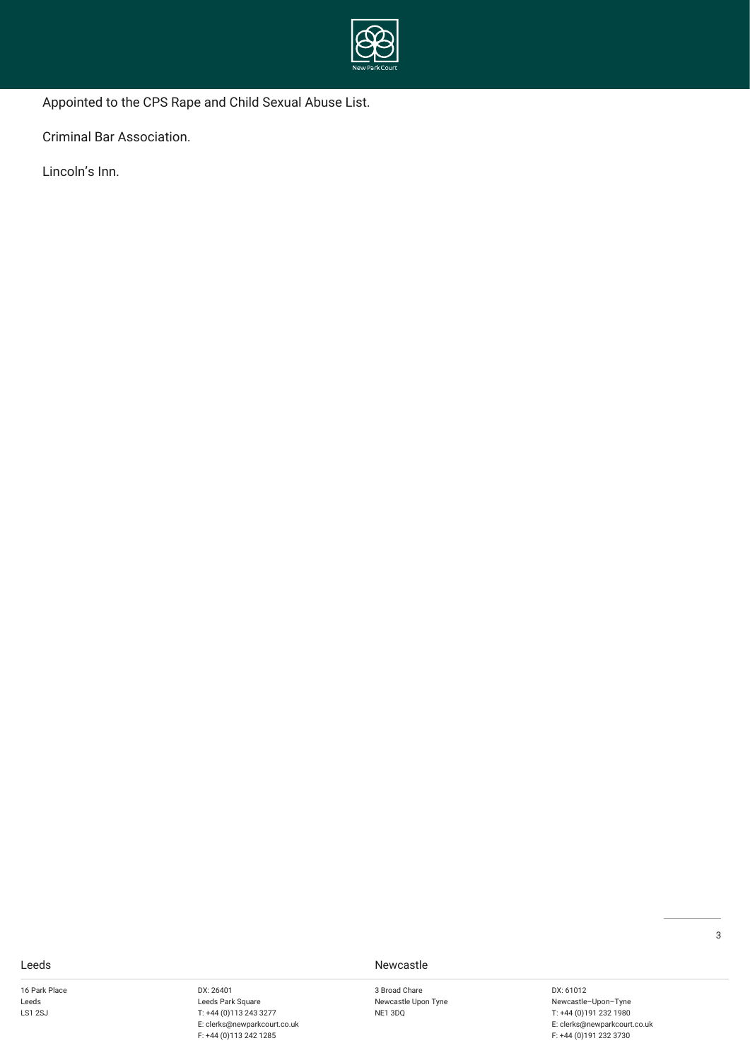Appointed to the CPS Rape and Child Sexual Abuse List.

Criminal Bar Association.

Lincoln's Inn.